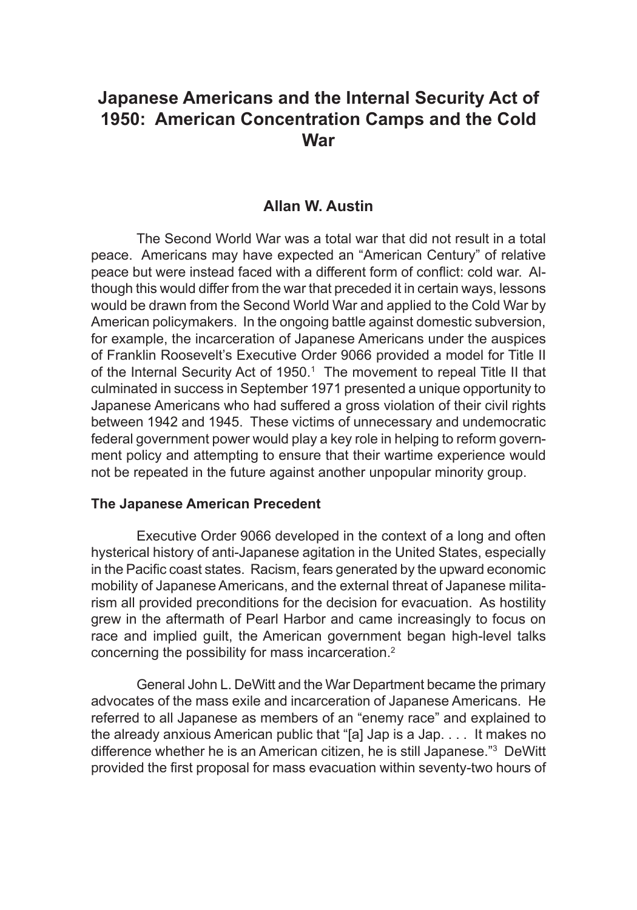# Japanese Americans and the Internal Security Act of 1950: American Concentration Camps and the Cold War

**Allan W. Austin**

The Second World War was a total war that did not result in a total peace. Americans may have expected an "American Century" of relative peace but were instead faced with a different form of conflict: cold war. Although this would differ from the war that preceded it in certain ways, lessons would be drawn from the Second World War and applied to the Cold War by American policymakers. In the ongoing battle against domestic subversion, for example, the incarceration of Japanese Americans under the auspices of Franklin Roosevelt's Executive Order 9066 provided a model for Title II of the Internal Security Act of 1950.[1] The movement to repeal Title II that culminated in success in September 1971 presented a unique opportunity to Japanese Americans who had suffered a gross violation of their civil rights between 1942 and 1945. These victims of unnecessary and undemocratic federal government power would play a key role in helping to reform government policy and attempting to ensure that their wartime experience would not be repeated in the future against another unpopular minority group.

## The Japanese American Precedent

Executive Order 9066 developed in the context of a long and often hysterical history of anti-Japanese agitation in the United States, especially in the Pacific coast states. Racism, fears generated by the upward economic mobility of Japanese Americans, and the external threat of Japanese militarism all provided preconditions for the decision for evacuation. As hostility grew in the aftermath of Pearl Harbor and came increasingly to focus on race and implied guilt, the American government began high-level talks concerning the possibility for mass incarceration.[2]

General John L. DeWitt and the War Department became the primary advocates of the mass exile and incarceration of Japanese Americans. He referred to all Japanese as members of an "enemy race" and explained to the already anxious American public that "[a] Jap is a Jap. . . . It makes no difference whether he is an American citizen, he is still Japanese."[3] DeWitt provided the first proposal for mass evacuation within seventy-two hours of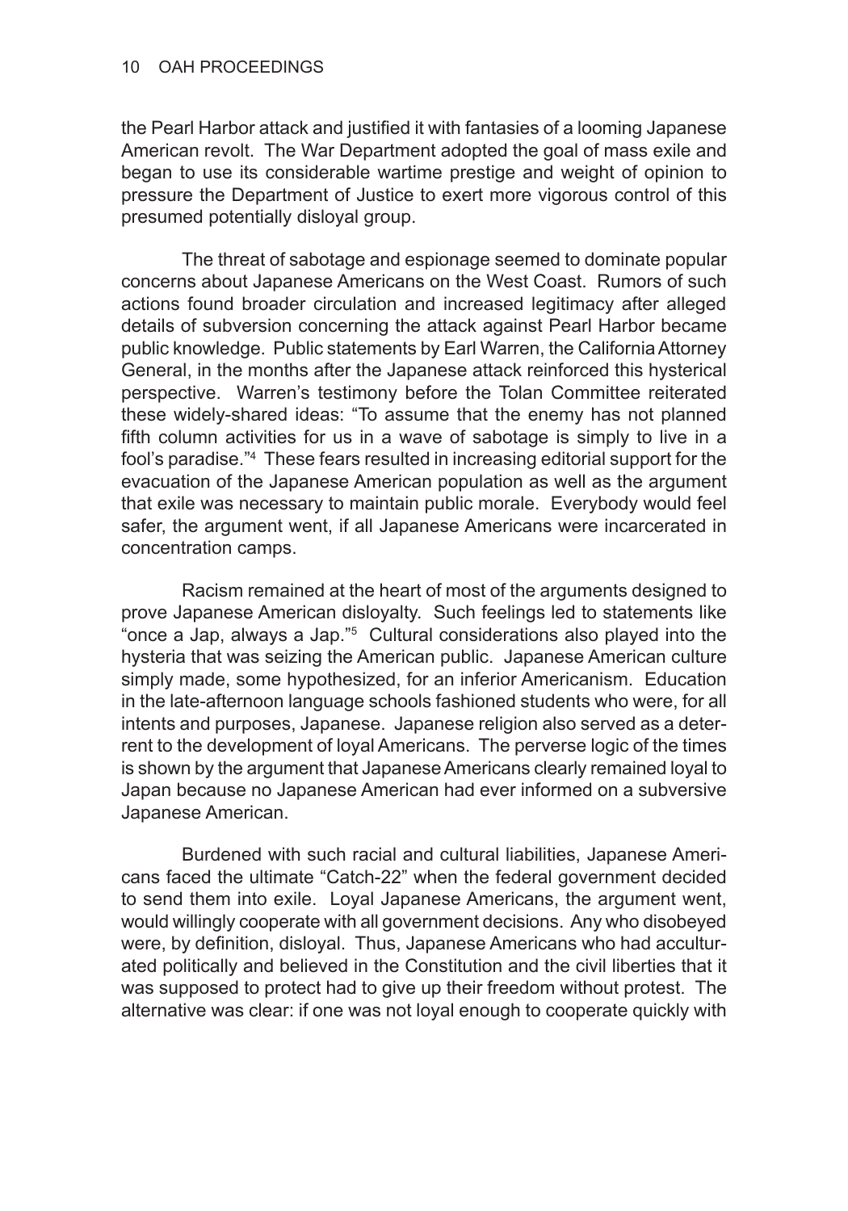the Pearl Harbor attack and justified it with fantasies of a looming Japanese American revolt. The War Department adopted the goal of mass exile and began to use its considerable wartime prestige and weight of opinion to pressure the Department of Justice to exert more vigorous control of this presumed potentially disloyal group.

The threat of sabotage and espionage seemed to dominate popular concerns about Japanese Americans on the West Coast. Rumors of such actions found broader circulation and increased legitimacy after alleged details of subversion concerning the attack against Pearl Harbor became public knowledge. Public statements by Earl Warren, the California Attorney General, in the months after the Japanese attack reinforced this hysterical perspective. Warren's testimony before the Tolan Committee reiterated these widely-shared ideas: "To assume that the enemy has not planned fifth column activities for us in a wave of sabotage is simply to live in a fool's paradise."[4] These fears resulted in increasing editorial support for the evacuation of the Japanese American population as well as the argument that exile was necessary to maintain public morale. Everybody would feel safer, the argument went, if all Japanese Americans were incarcerated in concentration camps.

Racism remained at the heart of most of the arguments designed to prove Japanese American disloyalty. Such feelings led to statements like "once a Jap, always a Jap."[5] Cultural considerations also played into the hysteria that was seizing the American public. Japanese American culture simply made, some hypothesized, for an inferior Americanism. Education in the late-afternoon language schools fashioned students who were, for all intents and purposes, Japanese. Japanese religion also served as a deterrent to the development of loyal Americans. The perverse logic of the times is shown by the argument that Japanese Americans clearly remained loyal to Japan because no Japanese American had ever informed on a subversive Japanese American.

Burdened with such racial and cultural liabilities, Japanese Americans faced the ultimate "Catch-22" when the federal government decided to send them into exile. Loyal Japanese Americans, the argument went, would willingly cooperate with all government decisions. Any who disobeyed were, by definition, disloyal. Thus, Japanese Americans who had acculturated politically and believed in the Constitution and the civil liberties that it was supposed to protect had to give up their freedom without protest. The alternative was clear: if one was not loyal enough to cooperate quickly with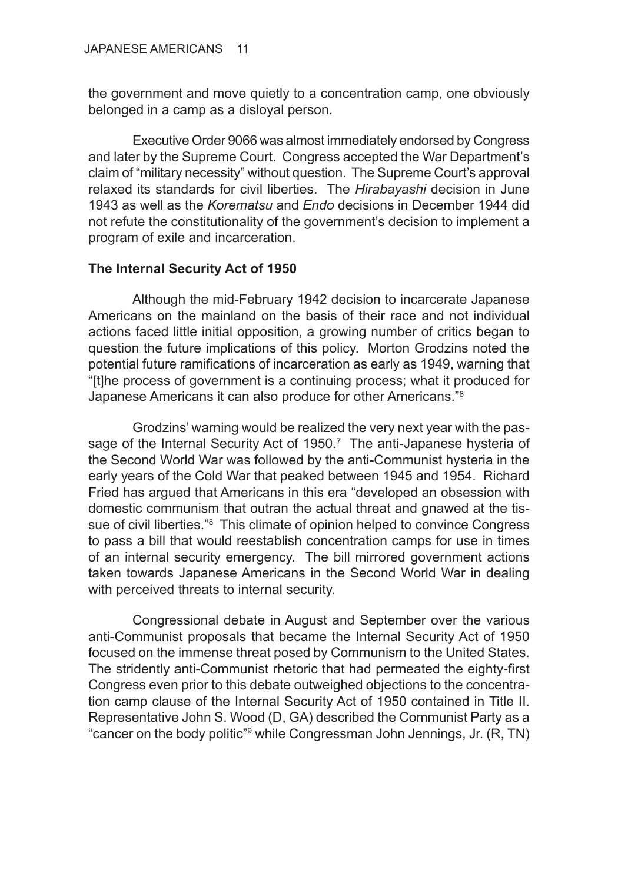the government and move quietly to a concentration camp, one obviously belonged in a camp as a disloyal person.

Executive Order 9066 was almost immediately endorsed by Congress and later by the Supreme Court. Congress accepted the War Department's claim of "military necessity" without question. The Supreme Court's approval relaxed its standards for civil liberties. The *Hirabayashi* decision in June 1943 as well as the *Korematsu* and *Endo* decisions in December 1944 did not refute the constitutionality of the government's decision to implement a program of exile and incarceration.

**The Internal Security Act of 1950**

Although the mid-February 1942 decision to incarcerate Japanese Americans on the mainland on the basis of their race and not individual actions faced little initial opposition, a growing number of critics began to question the future implications of this policy. Morton Grodzins noted the potential future ramifications of incarceration as early as 1949, warning that "[t]he process of government is a continuing process; what it produced for Japanese Americans it can also produce for other Americans."[6]

Grodzins' warning would be realized the very next year with the passage of the Internal Security Act of 1950.[7] The anti-Japanese hysteria of the Second World War was followed by the anti-Communist hysteria in the early years of the Cold War that peaked between 1945 and 1954. Richard Fried has argued that Americans in this era "developed an obsession with domestic communism that outran the actual threat and gnawed at the tissue of civil liberties."[8] This climate of opinion helped to convince Congress to pass a bill that would reestablish concentration camps for use in times of an internal security emergency. The bill mirrored government actions taken towards Japanese Americans in the Second World War in dealing with perceived threats to internal security.

Congressional debate in August and September over the various anti-Communist proposals that became the Internal Security Act of 1950 focused on the immense threat posed by Communism to the United States. The stridently anti-Communist rhetoric that had permeated the eighty-first Congress even prior to this debate outweighed objections to the concentration camp clause of the Internal Security Act of 1950 contained in Title II. Representative John S. Wood (D, GA) described the Communist Party as a "cancer on the body politic"[9] while Congressman John Jennings, Jr. (R, TN)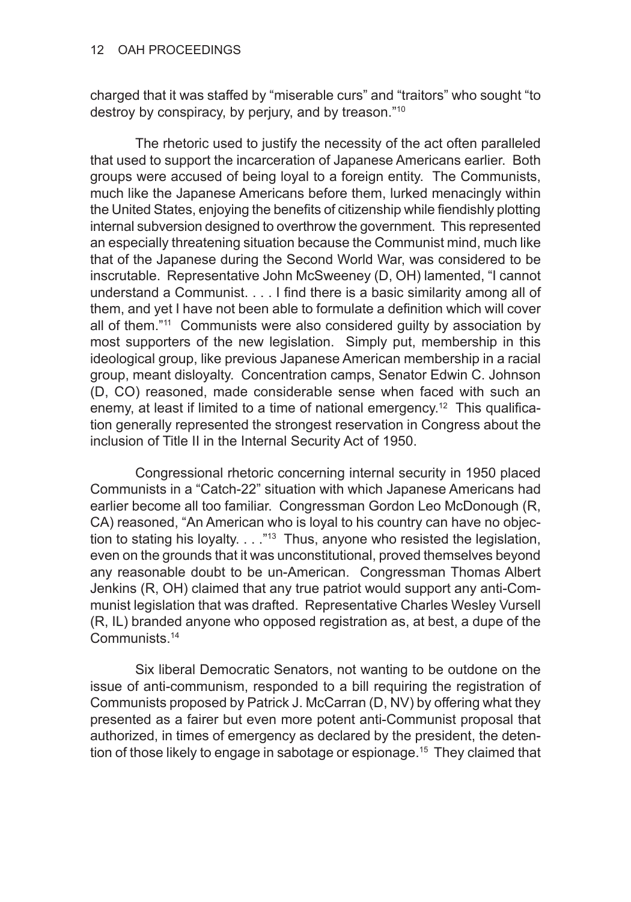charged that it was staffed by "miserable curs" and "traitors" who sought "to destroy by conspiracy, by perjury, and by treason."[10]

The rhetoric used to justify the necessity of the act often paralleled that used to support the incarceration of Japanese Americans earlier. Both groups were accused of being loyal to a foreign entity. The Communists, much like the Japanese Americans before them, lurked menacingly within the United States, enjoying the benefits of citizenship while fiendishly plotting internal subversion designed to overthrow the government. This represented an especially threatening situation because the Communist mind, much like that of the Japanese during the Second World War, was considered to be inscrutable. Representative John McSweeney (D, OH) lamented, "I cannot understand a Communist. . . . I find there is a basic similarity among all of them, and yet I have not been able to formulate a definition which will cover all of them."[11] Communists were also considered guilty by association by most supporters of the new legislation. Simply put, membership in this ideological group, like previous Japanese American membership in a racial group, meant disloyalty. Concentration camps, Senator Edwin C. Johnson (D, CO) reasoned, made considerable sense when faced with such an enemy, at least if limited to a time of national emergency.[12] This qualification generally represented the strongest reservation in Congress about the inclusion of Title II in the Internal Security Act of 1950.

Congressional rhetoric concerning internal security in 1950 placed Communists in a "Catch-22" situation with which Japanese Americans had earlier become all too familiar. Congressman Gordon Leo McDonough (R, CA) reasoned, "An American who is loyal to his country can have no objection to stating his loyalty. . . ."[13] Thus, anyone who resisted the legislation, even on the grounds that it was unconstitutional, proved themselves beyond any reasonable doubt to be un-American. Congressman Thomas Albert Jenkins (R, OH) claimed that any true patriot would support any anti-Communist legislation that was drafted. Representative Charles Wesley Vursell (R, IL) branded anyone who opposed registration as, at best, a dupe of the Communists.[14]

Six liberal Democratic Senators, not wanting to be outdone on the issue of anti-communism, responded to a bill requiring the registration of Communists proposed by Patrick J. McCarran (D, NV) by offering what they presented as a fairer but even more potent anti-Communist proposal that authorized, in times of emergency as declared by the president, the detention of those likely to engage in sabotage or espionage.[15] They claimed that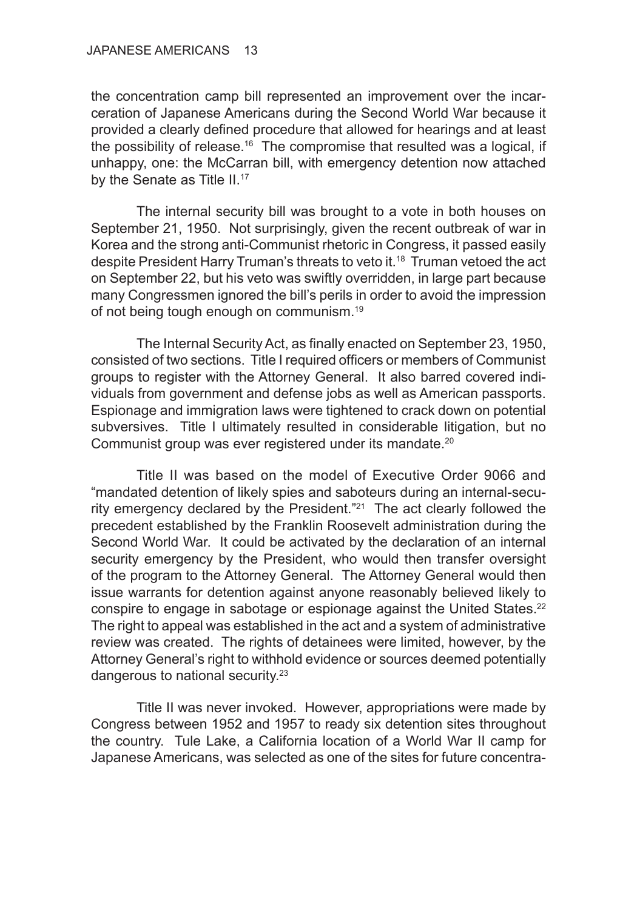the concentration camp bill represented an improvement over the incarceration of Japanese Americans during the Second World War because it provided a clearly defined procedure that allowed for hearings and at least the possibility of release.[16] The compromise that resulted was a logical, if unhappy, one: the McCarran bill, with emergency detention now attached by the Senate as Title II.[17]

The internal security bill was brought to a vote in both houses on September 21, 1950. Not surprisingly, given the recent outbreak of war in Korea and the strong anti-Communist rhetoric in Congress, it passed easily despite President Harry Truman's threats to veto it.[18] Truman vetoed the act on September 22, but his veto was swiftly overridden, in large part because many Congressmen ignored the bill's perils in order to avoid the impression of not being tough enough on communism.[19]

The Internal Security Act, as finally enacted on September 23, 1950, consisted of two sections. Title I required officers or members of Communist groups to register with the Attorney General. It also barred covered individuals from government and defense jobs as well as American passports. Espionage and immigration laws were tightened to crack down on potential subversives. Title I ultimately resulted in considerable litigation, but no Communist group was ever registered under its mandate.[20]

Title II was based on the model of Executive Order 9066 and "mandated detention of likely spies and saboteurs during an internal-security emergency declared by the President."[21] The act clearly followed the precedent established by the Franklin Roosevelt administration during the Second World War. It could be activated by the declaration of an internal security emergency by the President, who would then transfer oversight of the program to the Attorney General. The Attorney General would then issue warrants for detention against anyone reasonably believed likely to conspire to engage in sabotage or espionage against the United States.[22] The right to appeal was established in the act and a system of administrative review was created. The rights of detainees were limited, however, by the Attorney General's right to withhold evidence or sources deemed potentially dangerous to national security.[23]

Title II was never invoked. However, appropriations were made by Congress between 1952 and 1957 to ready six detention sites throughout the country. Tule Lake, a California location of a World War II camp for Japanese Americans, was selected as one of the sites for future concentra-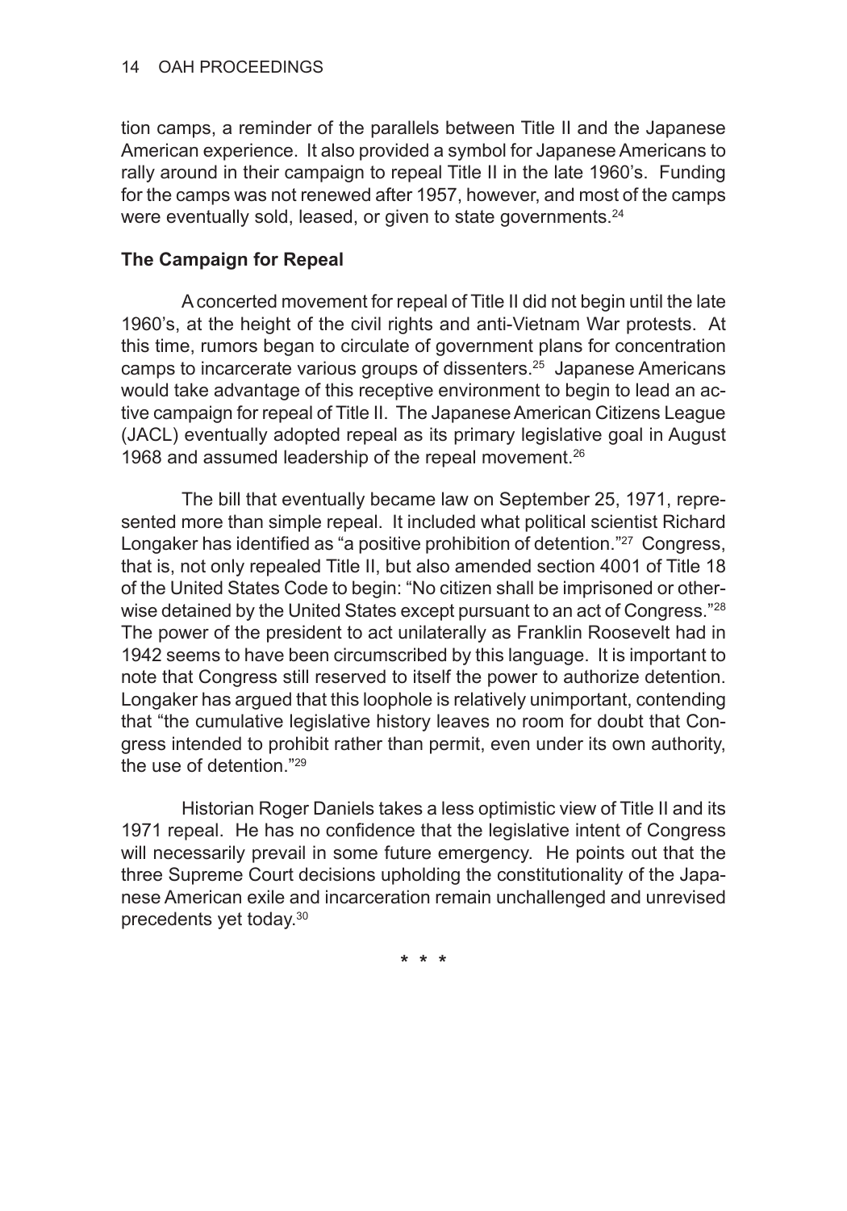tion camps, a reminder of the parallels between Title II and the Japanese American experience. It also provided a symbol for Japanese Americans to rally around in their campaign to repeal Title II in the late 1960's. Funding for the camps was not renewed after 1957, however, and most of the camps were eventually sold, leased, or given to state governments.[24]

**The Campaign for Repeal**

A concerted movement for repeal of Title II did not begin until the late 1960's, at the height of the civil rights and anti-Vietnam War protests. At this time, rumors began to circulate of government plans for concentration camps to incarcerate various groups of dissenters.[25] Japanese Americans would take advantage of this receptive environment to begin to lead an active campaign for repeal of Title II. The Japanese American Citizens League (JACL) eventually adopted repeal as its primary legislative goal in August 1968 and assumed leadership of the repeal movement.[26]

The bill that eventually became law on September 25, 1971, represented more than simple repeal. It included what political scientist Richard Longaker has identified as "a positive prohibition of detention."[27] Congress, that is, not only repealed Title II, but also amended section 4001 of Title 18 of the United States Code to begin: "No citizen shall be imprisoned or otherwise detained by the United States except pursuant to an act of Congress."[28] The power of the president to act unilaterally as Franklin Roosevelt had in 1942 seems to have been circumscribed by this language. It is important to note that Congress still reserved to itself the power to authorize detention. Longaker has argued that this loophole is relatively unimportant, contending that "the cumulative legislative history leaves no room for doubt that Congress intended to prohibit rather than permit, even under its own authority, the use of detention."[29]

Historian Roger Daniels takes a less optimistic view of Title II and its 1971 repeal. He has no confidence that the legislative intent of Congress will necessarily prevail in some future emergency. He points out that the three Supreme Court decisions upholding the constitutionality of the Japanese American exile and incarceration remain unchallenged and unrevised precedents yet today.[30]

\* \* \*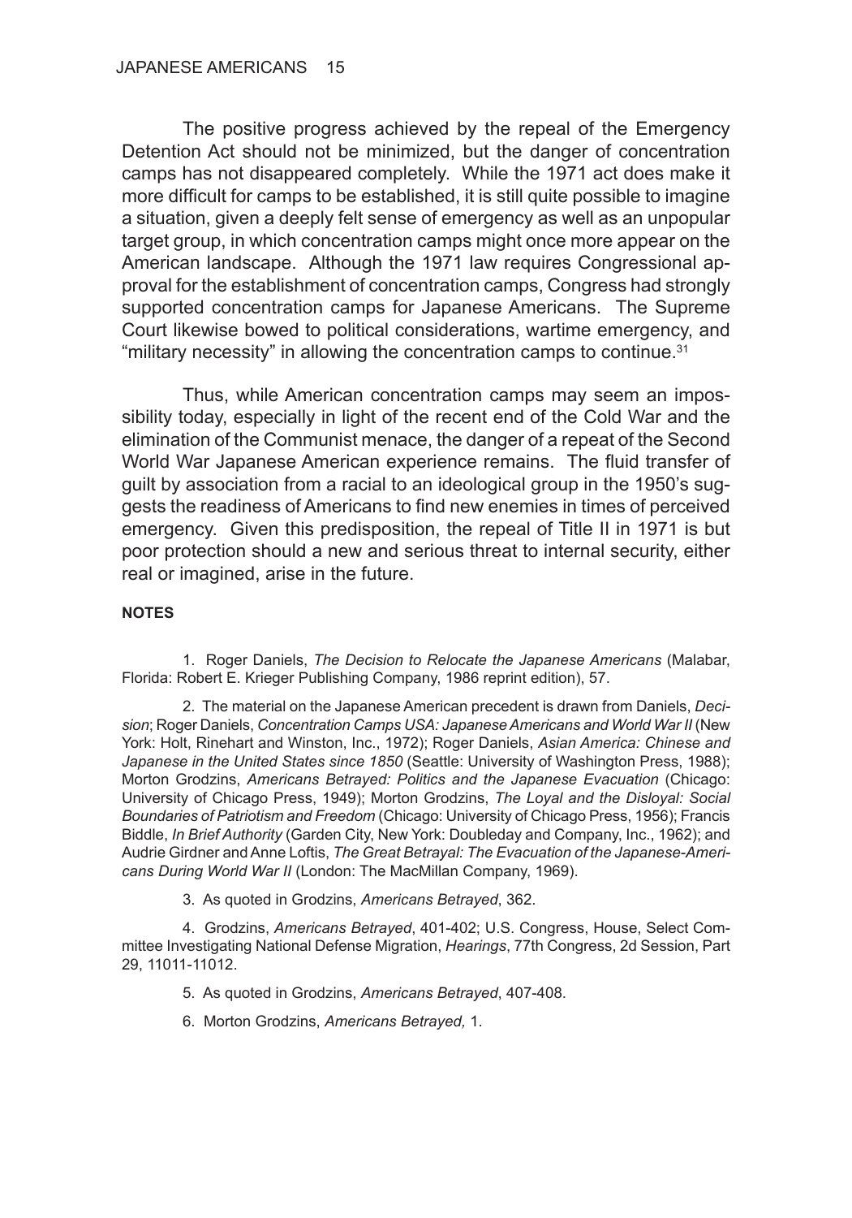The positive progress achieved by the repeal of the Emergency Detention Act should not be minimized, but the danger of concentration camps has not disappeared completely. While the 1971 act does make it more difficult for camps to be established, it is still quite possible to imagine a situation, given a deeply felt sense of emergency as well as an unpopular target group, in which concentration camps might once more appear on the American landscape. Although the 1971 law requires Congressional approval for the establishment of concentration camps, Congress had strongly supported concentration camps for Japanese Americans. The Supreme Court likewise bowed to political considerations, wartime emergency, and "military necessity" in allowing the concentration camps to continue.[31]

Thus, while American concentration camps may seem an impossibility today, especially in light of the recent end of the Cold War and the elimination of the Communist menace, the danger of a repeat of the Second World War Japanese American experience remains. The fluid transfer of guilt by association from a racial to an ideological group in the 1950's suggests the readiness of Americans to find new enemies in times of perceived emergency. Given this predisposition, the repeal of Title II in 1971 is but poor protection should a new and serious threat to internal security, either real or imagined, arise in the future.

**NOTES**

1. Roger Daniels, *The Decision to Relocate the Japanese Americans* (Malabar, Florida: Robert E. Krieger Publishing Company, 1986 reprint edition), 57.

2. The material on the Japanese American precedent is drawn from Daniels, *Decision*; Roger Daniels, *Concentration Camps USA: Japanese Americans and World War II* (New York: Holt, Rinehart and Winston, Inc., 1972); Roger Daniels, *Asian America: Chinese and Japanese in the United States since 1850* (Seattle: University of Washington Press, 1988); Morton Grodzins, *Americans Betrayed: Politics and the Japanese Evacuation* (Chicago: University of Chicago Press, 1949); Morton Grodzins, *The Loyal and the Disloyal: Social Boundaries of Patriotism and Freedom* (Chicago: University of Chicago Press, 1956); Francis Biddle, *In Brief Authority* (Garden City, New York: Doubleday and Company, Inc., 1962); and Audrie Girdner and Anne Loftis, *The Great Betrayal: The Evacuation of the Japanese-Americans During World War II* (London: The MacMillan Company, 1969).

3. As quoted in Grodzins, *Americans Betrayed*, 362.

4. Grodzins, *Americans Betrayed*, 401-402; U.S. Congress, House, Select Committee Investigating National Defense Migration, *Hearings*, 77th Congress, 2d Session, Part 29, 11011-11012.

5. As quoted in Grodzins, *Americans Betrayed*, 407-408.

6. Morton Grodzins, *Americans Betrayed,* 1.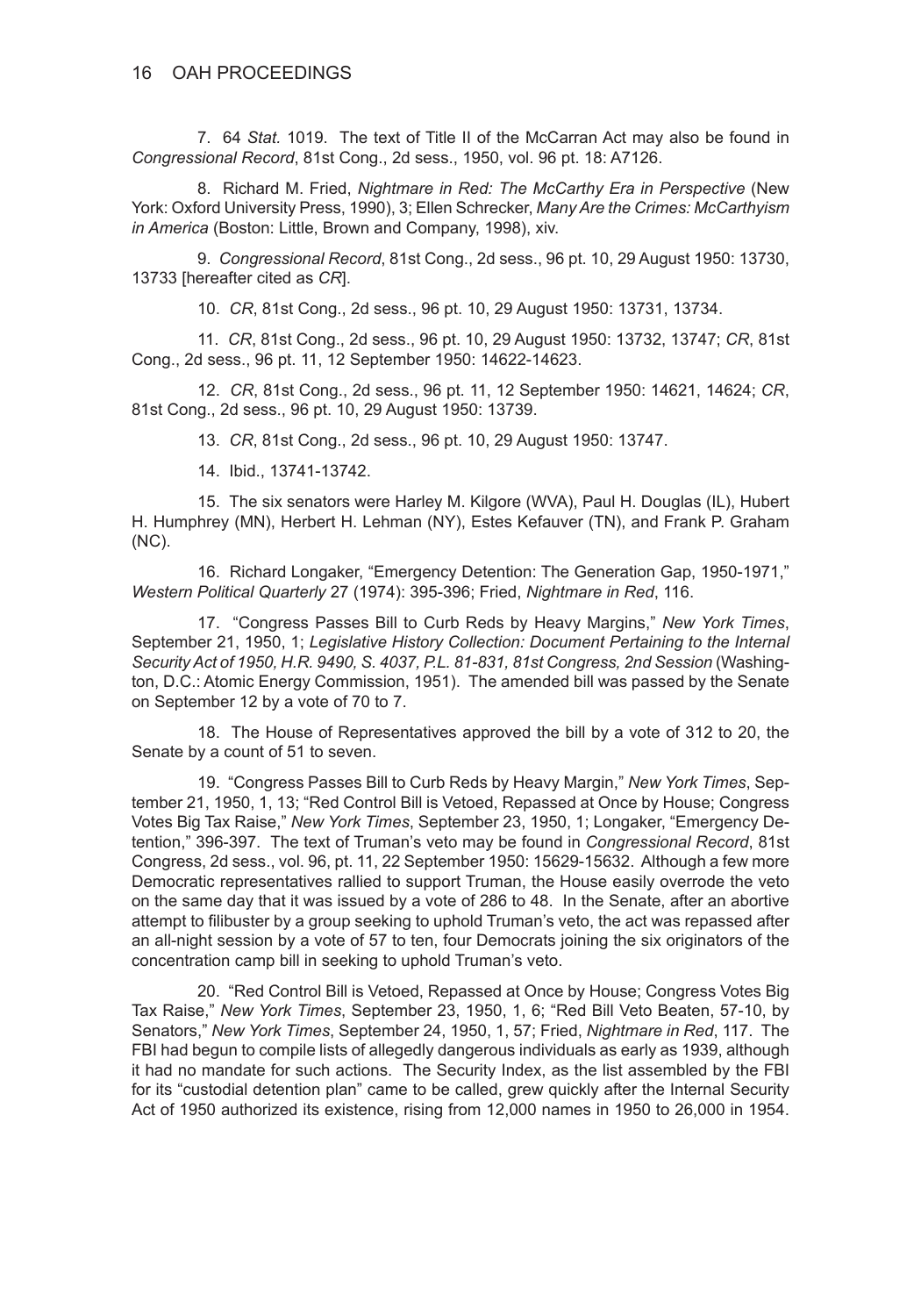7. 64 *Stat.* 1019. The text of Title II of the McCarran Act may also be found in *Congressional Record*, 81st Cong., 2d sess., 1950, vol. 96 pt. 18: A7126.

8. Richard M. Fried, *Nightmare in Red: The McCarthy Era in Perspective* (New York: Oxford University Press, 1990), 3; Ellen Schrecker, *Many Are the Crimes: McCarthyism in America* (Boston: Little, Brown and Company, 1998), xiv.

9. *Congressional Record*, 81st Cong., 2d sess., 96 pt. 10, 29 August 1950: 13730, 13733 [hereafter cited as *CR*].

10. *CR*, 81st Cong., 2d sess., 96 pt. 10, 29 August 1950: 13731, 13734.

11. *CR*, 81st Cong., 2d sess., 96 pt. 10, 29 August 1950: 13732, 13747; *CR*, 81st Cong., 2d sess., 96 pt. 11, 12 September 1950: 14622-14623.

12. *CR*, 81st Cong., 2d sess., 96 pt. 11, 12 September 1950: 14621, 14624; *CR*, 81st Cong., 2d sess., 96 pt. 10, 29 August 1950: 13739.

13. *CR*, 81st Cong., 2d sess., 96 pt. 10, 29 August 1950: 13747.

14. Ibid., 13741-13742.

15. The six senators were Harley M. Kilgore (WVA), Paul H. Douglas (IL), Hubert H. Humphrey (MN), Herbert H. Lehman (NY), Estes Kefauver (TN), and Frank P. Graham (NC).

16. Richard Longaker, "Emergency Detention: The Generation Gap, 1950-1971," *Western Political Quarterly* 27 (1974): 395-396; Fried, *Nightmare in Red*, 116.

17. "Congress Passes Bill to Curb Reds by Heavy Margins," *New York Times*, September 21, 1950, 1; *Legislative History Collection: Document Pertaining to the Internal Security Act of 1950, H.R. 9490, S. 4037, P.L. 81-831, 81st Congress, 2nd Session* (Washington, D.C.: Atomic Energy Commission, 1951). The amended bill was passed by the Senate on September 12 by a vote of 70 to 7.

18. The House of Representatives approved the bill by a vote of 312 to 20, the Senate by a count of 51 to seven.

19. "Congress Passes Bill to Curb Reds by Heavy Margin," *New York Times*, September 21, 1950, 1, 13; "Red Control Bill is Vetoed, Repassed at Once by House; Congress Votes Big Tax Raise," *New York Times*, September 23, 1950, 1; Longaker, "Emergency Detention," 396-397. The text of Truman's veto may be found in *Congressional Record*, 81st Congress, 2d sess., vol. 96, pt. 11, 22 September 1950: 15629-15632. Although a few more Democratic representatives rallied to support Truman, the House easily overrode the veto on the same day that it was issued by a vote of 286 to 48. In the Senate, after an abortive attempt to filibuster by a group seeking to uphold Truman's veto, the act was repassed after an all-night session by a vote of 57 to ten, four Democrats joining the six originators of the concentration camp bill in seeking to uphold Truman's veto.

20. "Red Control Bill is Vetoed, Repassed at Once by House; Congress Votes Big Tax Raise," *New York Times*, September 23, 1950, 1, 6; "Red Bill Veto Beaten, 57-10, by Senators," *New York Times*, September 24, 1950, 1, 57; Fried, *Nightmare in Red*, 117. The FBI had begun to compile lists of allegedly dangerous individuals as early as 1939, although it had no mandate for such actions. The Security Index, as the list assembled by the FBI for its "custodial detention plan" came to be called, grew quickly after the Internal Security Act of 1950 authorized its existence, rising from 12,000 names in 1950 to 26,000 in 1954.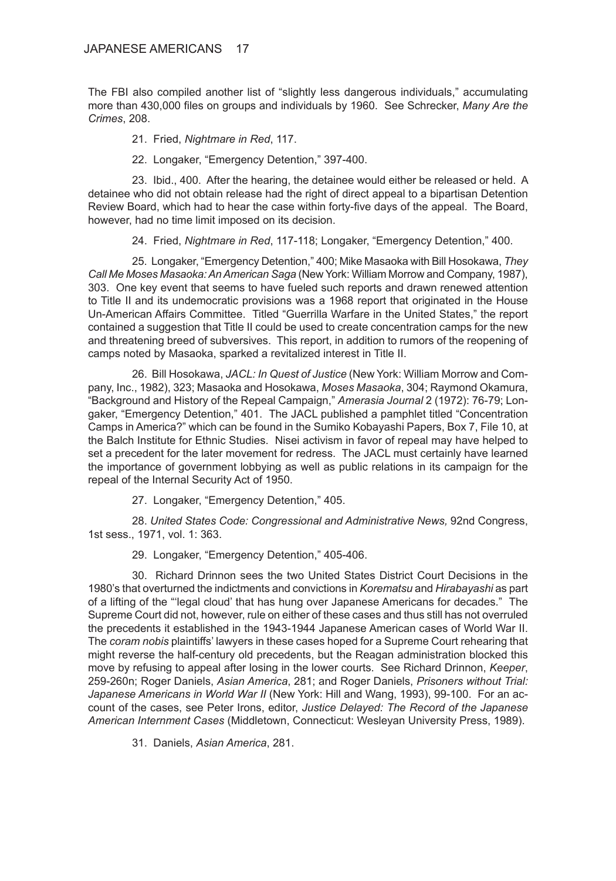The FBI also compiled another list of "slightly less dangerous individuals," accumulating more than 430,000 files on groups and individuals by 1960. See Schrecker, *Many Are the Crimes*, 208.

21. Fried, *Nightmare in Red*, 117.

22. Longaker, "Emergency Detention," 397-400.

23. Ibid., 400. After the hearing, the detainee would either be released or held. A detainee who did not obtain release had the right of direct appeal to a bipartisan Detention Review Board, which had to hear the case within forty-five days of the appeal. The Board, however, had no time limit imposed on its decision.

24. Fried, *Nightmare in Red*, 117-118; Longaker, "Emergency Detention," 400.

25. Longaker, "Emergency Detention," 400; Mike Masaoka with Bill Hosokawa, *They Call Me Moses Masaoka: An American Saga* (New York: William Morrow and Company, 1987), 303. One key event that seems to have fueled such reports and drawn renewed attention to Title II and its undemocratic provisions was a 1968 report that originated in the House Un-American Affairs Committee. Titled "Guerrilla Warfare in the United States," the report contained a suggestion that Title II could be used to create concentration camps for the new and threatening breed of subversives. This report, in addition to rumors of the reopening of camps noted by Masaoka, sparked a revitalized interest in Title II.

26. Bill Hosokawa, *JACL: In Quest of Justice* (New York: William Morrow and Company, Inc., 1982), 323; Masaoka and Hosokawa, *Moses Masaoka*, 304; Raymond Okamura, "Background and History of the Repeal Campaign," *Amerasia Journal* 2 (1972): 76-79; Longaker, "Emergency Detention," 401. The JACL published a pamphlet titled "Concentration Camps in America?" which can be found in the Sumiko Kobayashi Papers, Box 7, File 10, at the Balch Institute for Ethnic Studies. Nisei activism in favor of repeal may have helped to set a precedent for the later movement for redress. The JACL must certainly have learned the importance of government lobbying as well as public relations in its campaign for the repeal of the Internal Security Act of 1950.

27. Longaker, "Emergency Detention," 405.

28. *United States Code: Congressional and Administrative News,* 92nd Congress, 1st sess., 1971, vol. 1: 363.

29. Longaker, "Emergency Detention," 405-406.

30. Richard Drinnon sees the two United States District Court Decisions in the 1980's that overturned the indictments and convictions in *Korematsu* and *Hirabayashi* as part of a lifting of the "'legal cloud' that has hung over Japanese Americans for decades." The Supreme Court did not, however, rule on either of these cases and thus still has not overruled the precedents it established in the 1943-1944 Japanese American cases of World War II. The *coram nobis* plaintiffs' lawyers in these cases hoped for a Supreme Court rehearing that might reverse the half-century old precedents, but the Reagan administration blocked this move by refusing to appeal after losing in the lower courts. See Richard Drinnon, *Keeper*, 259-260n; Roger Daniels, *Asian America*, 281; and Roger Daniels, *Prisoners without Trial: Japanese Americans in World War II* (New York: Hill and Wang, 1993), 99-100. For an account of the cases, see Peter Irons, editor, *Justice Delayed: The Record of the Japanese American Internment Cases* (Middletown, Connecticut: Wesleyan University Press, 1989).

31. Daniels, *Asian America*, 281.